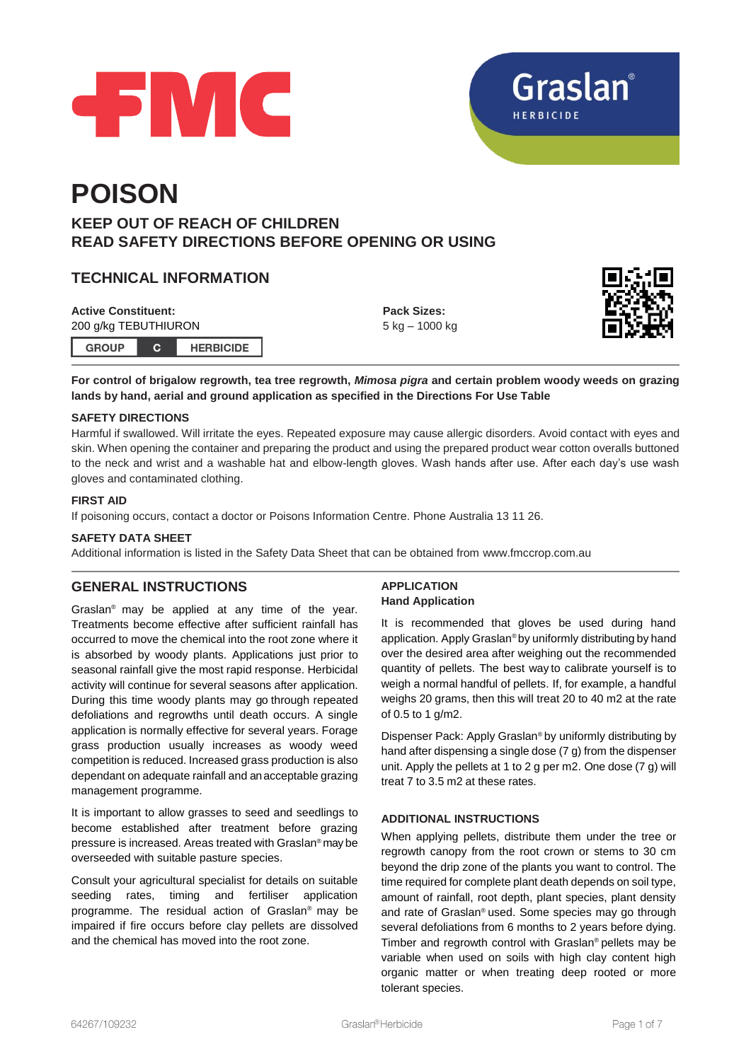FMC

Graslan®

HERBICIDE

# POISON

## KEEP OUT OF REACH OF CHILDREN
## READ SAFETY DIRECTIONS BEFORE OPENING OR USING

## TECHNICAL INFORMATION

**Active Constituent:**
200 g/kg TEBUTHIURON

| GROUP | C | HERBICIDE |
|---|---|---|

**Pack Sizes:**
5 kg – 1000 kg

**For control of brigalow regrowth, tea tree regrowth, *Mimosa pigra* and certain problem woody weeds on grazing lands by hand, aerial and ground application as specified in the Directions For Use Table**

### SAFETY DIRECTIONS

Harmful if swallowed. Will irritate the eyes. Repeated exposure may cause allergic disorders. Avoid contact with eyes and skin. When opening the container and preparing the product and using the prepared product wear cotton overalls buttoned to the neck and wrist and a washable hat and elbow-length gloves. Wash hands after use. After each day's use wash gloves and contaminated clothing.

### FIRST AID

If poisoning occurs, contact a doctor or Poisons Information Centre. Phone Australia 13 11 26.

### SAFETY DATA SHEET

Additional information is listed in the Safety Data Sheet that can be obtained from www.fmccrop.com.au

## GENERAL INSTRUCTIONS

Graslan® may be applied at any time of the year. Treatments become effective after sufficient rainfall has occurred to move the chemical into the root zone where it is absorbed by woody plants. Applications just prior to seasonal rainfall give the most rapid response. Herbicidal activity will continue for several seasons after application. During this time woody plants may go through repeated defoliations and regrowths until death occurs. A single application is normally effective for several years. Forage grass production usually increases as woody weed competition is reduced. Increased grass production is also dependant on adequate rainfall and an acceptable grazing management programme.

It is important to allow grasses to seed and seedlings to become established after treatment before grazing pressure is increased. Areas treated with Graslan® may be overseeded with suitable pasture species.

Consult your agricultural specialist for details on suitable seeding rates, timing and fertiliser application programme. The residual action of Graslan® may be impaired if fire occurs before clay pellets are dissolved and the chemical has moved into the root zone.

### APPLICATION

**Hand Application**

It is recommended that gloves be used during hand application. Apply Graslan® by uniformly distributing by hand over the desired area after weighing out the recommended quantity of pellets. The best way to calibrate yourself is to weigh a normal handful of pellets. If, for example, a handful weighs 20 grams, then this will treat 20 to 40 m2 at the rate of 0.5 to 1 g/m2.

Dispenser Pack: Apply Graslan® by uniformly distributing by hand after dispensing a single dose (7 g) from the dispenser unit. Apply the pellets at 1 to 2 g per m2. One dose (7 g) will treat 7 to 3.5 m2 at these rates.

### ADDITIONAL INSTRUCTIONS

When applying pellets, distribute them under the tree or regrowth canopy from the root crown or stems to 30 cm beyond the drip zone of the plants you want to control. The time required for complete plant death depends on soil type, amount of rainfall, root depth, plant species, plant density and rate of Graslan® used. Some species may go through several defoliations from 6 months to 2 years before dying. Timber and regrowth control with Graslan® pellets may be variable when used on soils with high clay content high organic matter or when treating deep rooted or more tolerant species.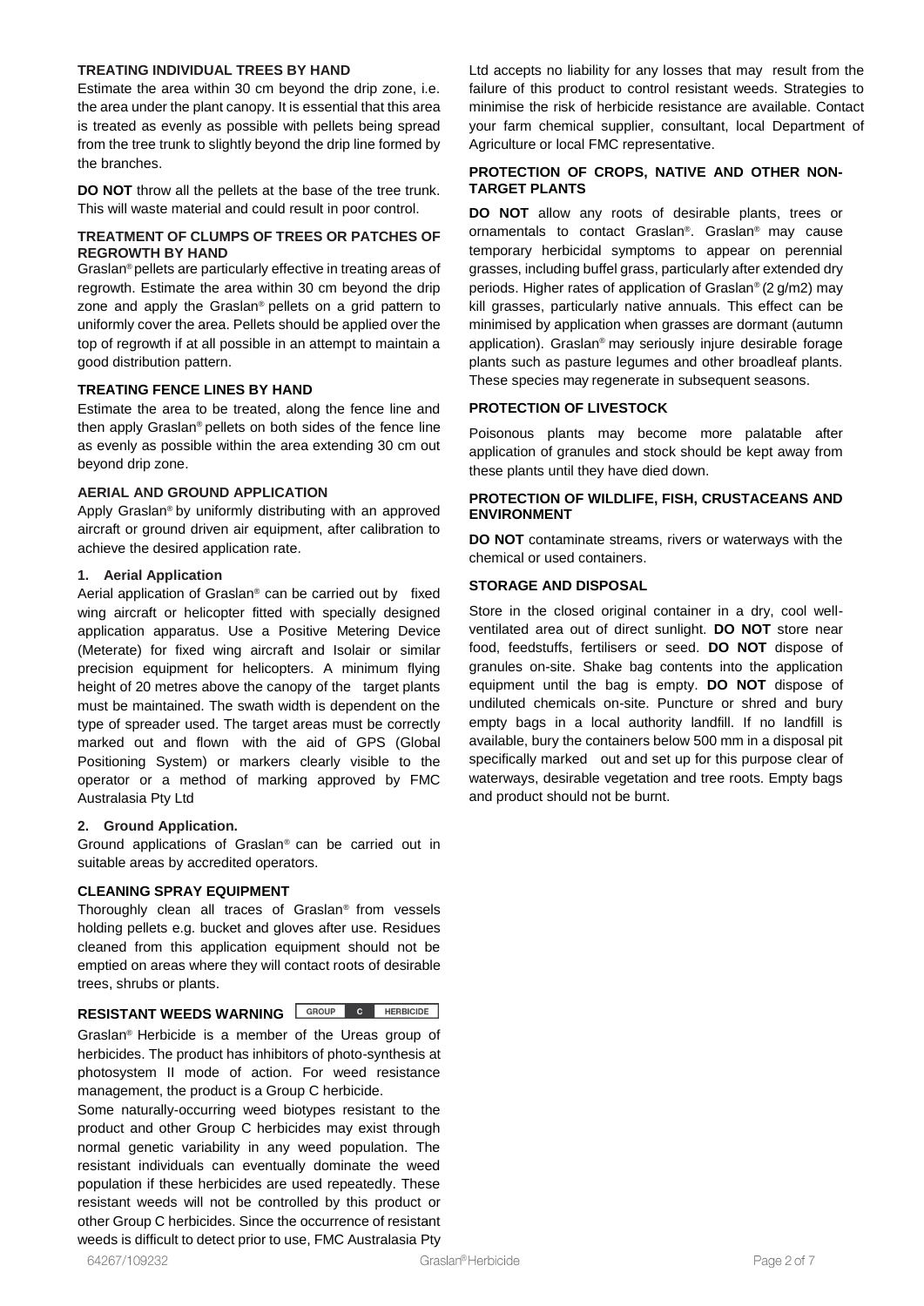### TREATING INDIVIDUAL TREES BY HAND

Estimate the area within 30 cm beyond the drip zone, i.e. the area under the plant canopy. It is essential that this area is treated as evenly as possible with pellets being spread from the tree trunk to slightly beyond the drip line formed by the branches.

**DO NOT** throw all the pellets at the base of the tree trunk. This will waste material and could result in poor control.

### TREATMENT OF CLUMPS OF TREES OR PATCHES OF REGROWTH BY HAND

Graslan® pellets are particularly effective in treating areas of regrowth. Estimate the area within 30 cm beyond the drip zone and apply the Graslan® pellets on a grid pattern to uniformly cover the area. Pellets should be applied over the top of regrowth if at all possible in an attempt to maintain a good distribution pattern.

### TREATING FENCE LINES BY HAND

Estimate the area to be treated, along the fence line and then apply Graslan® pellets on both sides of the fence line as evenly as possible within the area extending 30 cm out beyond drip zone.

### AERIAL AND GROUND APPLICATION

Apply Graslan® by uniformly distributing with an approved aircraft or ground driven air equipment, after calibration to achieve the desired application rate.

**1. Aerial Application**

Aerial application of Graslan® can be carried out by fixed wing aircraft or helicopter fitted with specially designed application apparatus. Use a Positive Metering Device (Meterate) for fixed wing aircraft and Isolair or similar precision equipment for helicopters. A minimum flying height of 20 metres above the canopy of the target plants must be maintained. The swath width is dependent on the type of spreader used. The target areas must be correctly marked out and flown with the aid of GPS (Global Positioning System) or markers clearly visible to the operator or a method of marking approved by FMC Australasia Pty Ltd

**2. Ground Application.**

Ground applications of Graslan® can be carried out in suitable areas by accredited operators.

### CLEANING SPRAY EQUIPMENT

Thoroughly clean all traces of Graslan® from vessels holding pellets e.g. bucket and gloves after use. Residues cleaned from this application equipment should not be emptied on areas where they will contact roots of desirable trees, shrubs or plants.

### RESISTANT WEEDS WARNING

| GROUP | C | HERBICIDE |
|---|---|---|

Graslan® Herbicide is a member of the Ureas group of herbicides. The product has inhibitors of photo-synthesis at photosystem II mode of action. For weed resistance management, the product is a Group C herbicide.

Some naturally-occurring weed biotypes resistant to the product and other Group C herbicides may exist through normal genetic variability in any weed population. The resistant individuals can eventually dominate the weed population if these herbicides are used repeatedly. These resistant weeds will not be controlled by this product or other Group C herbicides. Since the occurrence of resistant weeds is difficult to detect prior to use, FMC Australasia Pty Ltd accepts no liability for any losses that may result from the failure of this product to control resistant weeds. Strategies to minimise the risk of herbicide resistance are available. Contact your farm chemical supplier, consultant, local Department of Agriculture or local FMC representative.

### PROTECTION OF CROPS, NATIVE AND OTHER NON-TARGET PLANTS

**DO NOT** allow any roots of desirable plants, trees or ornamentals to contact Graslan®. Graslan® may cause temporary herbicidal symptoms to appear on perennial grasses, including buffel grass, particularly after extended dry periods. Higher rates of application of Graslan® (2 g/m2) may kill grasses, particularly native annuals. This effect can be minimised by application when grasses are dormant (autumn application). Graslan® may seriously injure desirable forage plants such as pasture legumes and other broadleaf plants. These species may regenerate in subsequent seasons.

### PROTECTION OF LIVESTOCK

Poisonous plants may become more palatable after application of granules and stock should be kept away from these plants until they have died down.

### PROTECTION OF WILDLIFE, FISH, CRUSTACEANS AND ENVIRONMENT

**DO NOT** contaminate streams, rivers or waterways with the chemical or used containers.

### STORAGE AND DISPOSAL

Store in the closed original container in a dry, cool well-ventilated area out of direct sunlight. **DO NOT** store near food, feedstuffs, fertilisers or seed. **DO NOT** dispose of granules on-site. Shake bag contents into the application equipment until the bag is empty. **DO NOT** dispose of undiluted chemicals on-site. Puncture or shred and bury empty bags in a local authority landfill. If no landfill is available, bury the containers below 500 mm in a disposal pit specifically marked out and set up for this purpose clear of waterways, desirable vegetation and tree roots. Empty bags and product should not be burnt.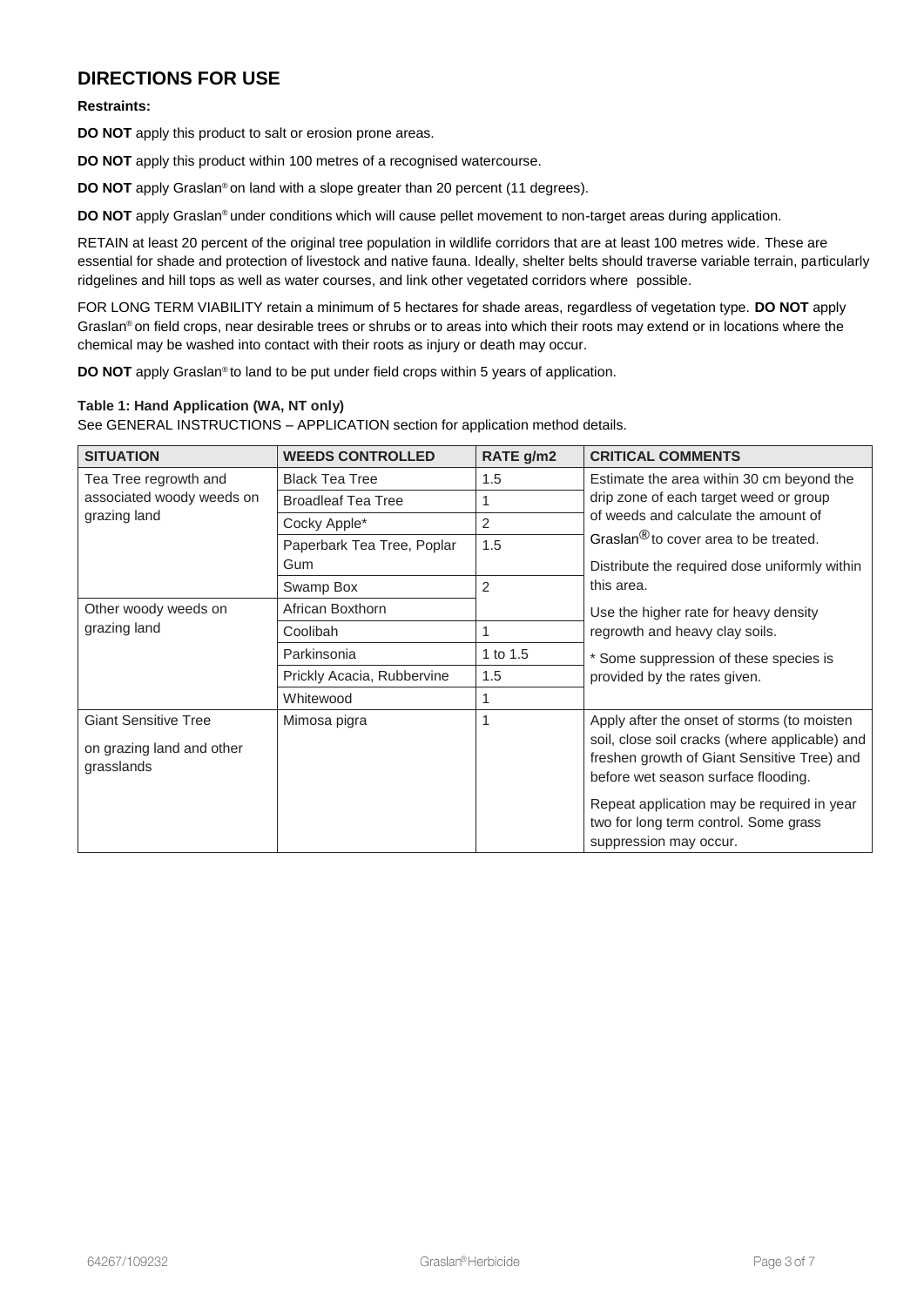## DIRECTIONS FOR USE

**Restraints:**

**DO NOT** apply this product to salt or erosion prone areas.

**DO NOT** apply this product within 100 metres of a recognised watercourse.

**DO NOT** apply Graslan® on land with a slope greater than 20 percent (11 degrees).

**DO NOT** apply Graslan® under conditions which will cause pellet movement to non-target areas during application.

RETAIN at least 20 percent of the original tree population in wildlife corridors that are at least 100 metres wide. These are essential for shade and protection of livestock and native fauna. Ideally, shelter belts should traverse variable terrain, particularly ridgelines and hill tops as well as water courses, and link other vegetated corridors where possible.

FOR LONG TERM VIABILITY retain a minimum of 5 hectares for shade areas, regardless of vegetation type. **DO NOT** apply Graslan® on field crops, near desirable trees or shrubs or to areas into which their roots may extend or in locations where the chemical may be washed into contact with their roots as injury or death may occur.

**DO NOT** apply Graslan® to land to be put under field crops within 5 years of application.

**Table 1: Hand Application (WA, NT only)**

See GENERAL INSTRUCTIONS – APPLICATION section for application method details.

| SITUATION | WEEDS CONTROLLED | RATE g/m2 | CRITICAL COMMENTS |
|---|---|---|---|
| Tea Tree regrowth and associated woody weeds on grazing land | Black Tea Tree | 1.5 | Estimate the area within 30 cm beyond the drip zone of each target weed or group of weeds and calculate the amount of Graslan® to cover area to be treated. Distribute the required dose uniformly within this area. Use the higher rate for heavy density regrowth and heavy clay soils. * Some suppression of these species is provided by the rates given. |
| | Broadleaf Tea Tree | 1 | |
| | Cocky Apple* | 2 | |
| | Paperbark Tea Tree, Poplar Gum | 1.5 | |
| | Swamp Box | 2 | |
| Other woody weeds on grazing land | African Boxthorn | | |
| | Coolibah | 1 | |
| | Parkinsonia | 1 to 1.5 | |
| | Prickly Acacia, Rubbervine | 1.5 | |
| | Whitewood | 1 | |
| Giant Sensitive Tree on grazing land and other grasslands | Mimosa pigra | 1 | Apply after the onset of storms (to moisten soil, close soil cracks (where applicable) and freshen growth of Giant Sensitive Tree) and before wet season surface flooding. Repeat application may be required in year two for long term control. Some grass suppression may occur. |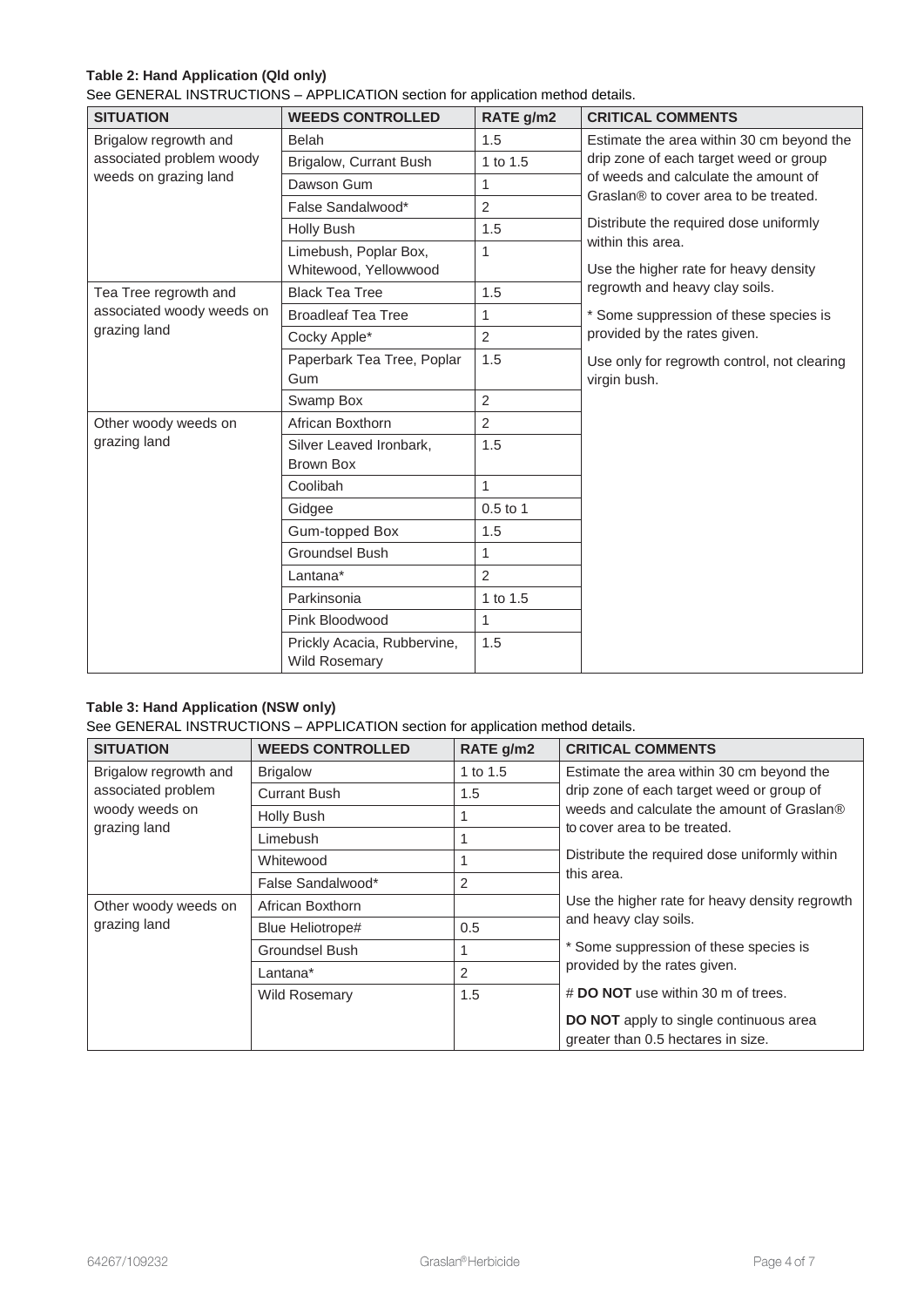**Table 2: Hand Application (Qld only)**

See GENERAL INSTRUCTIONS – APPLICATION section for application method details.

| SITUATION | WEEDS CONTROLLED | RATE g/m2 | CRITICAL COMMENTS |
|---|---|---|---|
| Brigalow regrowth and associated problem woody weeds on grazing land | Belah | 1.5 | Estimate the area within 30 cm beyond the drip zone of each target weed or group of weeds and calculate the amount of Graslan® to cover area to be treated.<br><br>Distribute the required dose uniformly within this area.<br><br>Use the higher rate for heavy density regrowth and heavy clay soils.<br><br>* Some suppression of these species is provided by the rates given.<br><br>Use only for regrowth control, not clearing virgin bush. |
| | Brigalow, Currant Bush | 1 to 1.5 | |
| | Dawson Gum | 1 | |
| | False Sandalwood* | 2 | |
| | Holly Bush | 1.5 | |
| | Limebush, Poplar Box, Whitewood, Yellowwood | 1 | |
| Tea Tree regrowth and associated woody weeds on grazing land | Black Tea Tree | 1.5 | |
| | Broadleaf Tea Tree | 1 | |
| | Cocky Apple* | 2 | |
| | Paperbark Tea Tree, Poplar Gum | 1.5 | |
| | Swamp Box | 2 | |
| Other woody weeds on grazing land | African Boxthorn | 2 | |
| | Silver Leaved Ironbark, Brown Box | 1.5 | |
| | Coolibah | 1 | |
| | Gidgee | 0.5 to 1 | |
| | Gum-topped Box | 1.5 | |
| | Groundsel Bush | 1 | |
| | Lantana* | 2 | |
| | Parkinsonia | 1 to 1.5 | |
| | Pink Bloodwood | 1 | |
| | Prickly Acacia, Rubbervine, Wild Rosemary | 1.5 | |

**Table 3: Hand Application (NSW only)**

See GENERAL INSTRUCTIONS – APPLICATION section for application method details.

| SITUATION | WEEDS CONTROLLED | RATE g/m2 | CRITICAL COMMENTS |
|---|---|---|---|
| Brigalow regrowth and associated problem woody weeds on grazing land | Brigalow | 1 to 1.5 | Estimate the area within 30 cm beyond the drip zone of each target weed or group of weeds and calculate the amount of Graslan® to cover area to be treated.<br><br>Distribute the required dose uniformly within this area.<br><br>Use the higher rate for heavy density regrowth and heavy clay soils.<br><br>* Some suppression of these species is provided by the rates given.<br><br># **DO NOT** use within 30 m of trees.<br><br>**DO NOT** apply to single continuous area greater than 0.5 hectares in size. |
| | Currant Bush | 1.5 | |
| | Holly Bush | 1 | |
| | Limebush | 1 | |
| | Whitewood | 1 | |
| | False Sandalwood* | 2 | |
| Other woody weeds on grazing land | African Boxthorn | | |
| | Blue Heliotrope# | 0.5 | |
| | Groundsel Bush | 1 | |
| | Lantana* | 2 | |
| | Wild Rosemary | 1.5 | |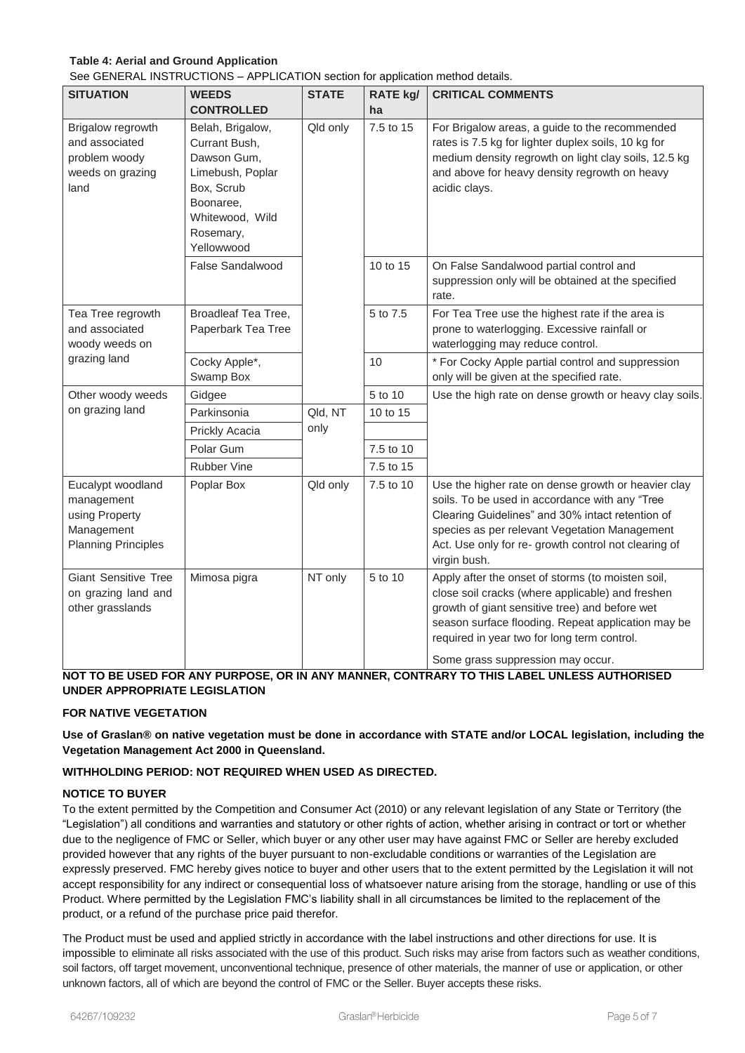**Table 4: Aerial and Ground Application**

See GENERAL INSTRUCTIONS – APPLICATION section for application method details.

| SITUATION | WEEDS CONTROLLED | STATE | RATE kg/ ha | CRITICAL COMMENTS |
|---|---|---|---|---|
| Brigalow regrowth and associated problem woody weeds on grazing land | Belah, Brigalow, Currant Bush, Dawson Gum, Limebush, Poplar Box, Scrub Boonaree, Whitewood, Wild Rosemary, Yellowwood | Qld only | 7.5 to 15 | For Brigalow areas, a guide to the recommended rates is 7.5 kg for lighter duplex soils, 10 kg for medium density regrowth on light clay soils, 12.5 kg and above for heavy density regrowth on heavy acidic clays. |
| | False Sandalwood | | 10 to 15 | On False Sandalwood partial control and suppression only will be obtained at the specified rate. |
| Tea Tree regrowth and associated woody weeds on grazing land | Broadleaf Tea Tree, Paperbark Tea Tree | | 5 to 7.5 | For Tea Tree use the highest rate if the area is prone to waterlogging. Excessive rainfall or waterlogging may reduce control. |
| | Cocky Apple*, Swamp Box | | 10 | * For Cocky Apple partial control and suppression only will be given at the specified rate. |
| Other woody weeds on grazing land | Gidgee | | 5 to 10 | Use the high rate on dense growth or heavy clay soils. |
| | Parkinsonia | Qld, NT only | 10 to 15 | |
| | Prickly Acacia | | | |
| | Polar Gum | | 7.5 to 10 | |
| | Rubber Vine | | 7.5 to 15 | |
| Eucalypt woodland management using Property Management Planning Principles | Poplar Box | Qld only | 7.5 to 10 | Use the higher rate on dense growth or heavier clay soils. To be used in accordance with any "Tree Clearing Guidelines" and 30% intact retention of species as per relevant Vegetation Management Act. Use only for re- growth control not clearing of virgin bush. |
| Giant Sensitive Tree on grazing land and other grasslands | Mimosa pigra | NT only | 5 to 10 | Apply after the onset of storms (to moisten soil, close soil cracks (where applicable) and freshen growth of giant sensitive tree) and before wet season surface flooding. Repeat application may be required in year two for long term control. Some grass suppression may occur. |

**NOT TO BE USED FOR ANY PURPOSE, OR IN ANY MANNER, CONTRARY TO THIS LABEL UNLESS AUTHORISED UNDER APPROPRIATE LEGISLATION**

**FOR NATIVE VEGETATION**

**Use of Graslan® on native vegetation must be done in accordance with STATE and/or LOCAL legislation, including the Vegetation Management Act 2000 in Queensland.**

**WITHHOLDING PERIOD: NOT REQUIRED WHEN USED AS DIRECTED.**

**NOTICE TO BUYER**

To the extent permitted by the Competition and Consumer Act (2010) or any relevant legislation of any State or Territory (the "Legislation") all conditions and warranties and statutory or other rights of action, whether arising in contract or tort or whether due to the negligence of FMC or Seller, which buyer or any other user may have against FMC or Seller are hereby excluded provided however that any rights of the buyer pursuant to non-excludable conditions or warranties of the Legislation are expressly preserved. FMC hereby gives notice to buyer and other users that to the extent permitted by the Legislation it will not accept responsibility for any indirect or consequential loss of whatsoever nature arising from the storage, handling or use of this Product. Where permitted by the Legislation FMC's liability shall in all circumstances be limited to the replacement of the product, or a refund of the purchase price paid therefor.

The Product must be used and applied strictly in accordance with the label instructions and other directions for use. It is impossible to eliminate all risks associated with the use of this product. Such risks may arise from factors such as weather conditions, soil factors, off target movement, unconventional technique, presence of other materials, the manner of use or application, or other unknown factors, all of which are beyond the control of FMC or the Seller. Buyer accepts these risks.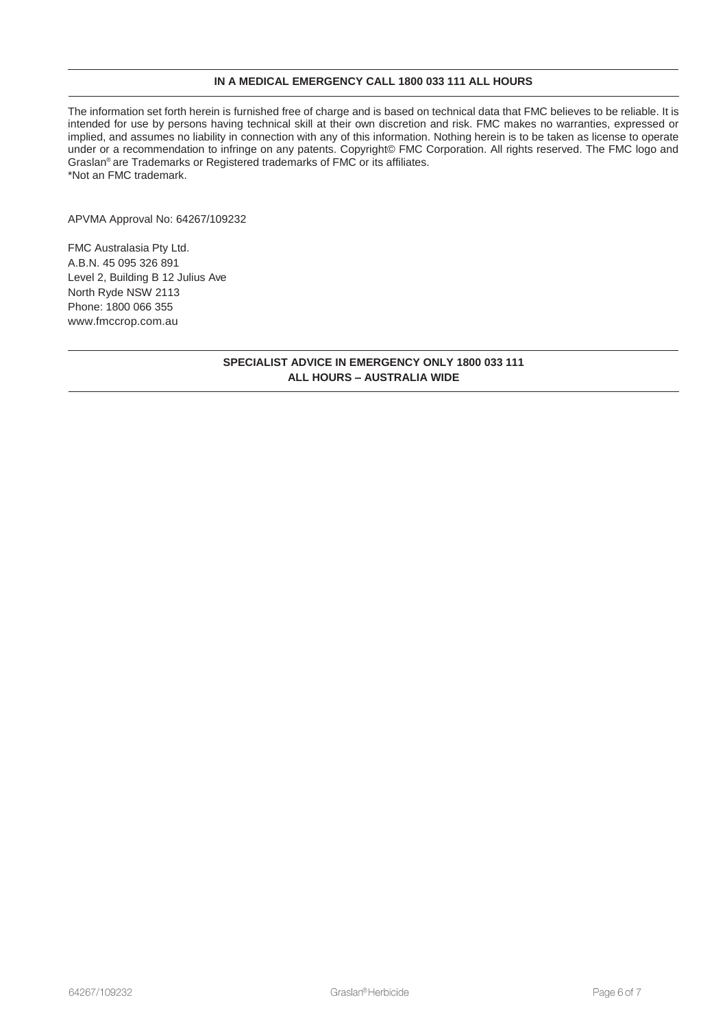**IN A MEDICAL EMERGENCY CALL 1800 033 111 ALL HOURS**

The information set forth herein is furnished free of charge and is based on technical data that FMC believes to be reliable. It is intended for use by persons having technical skill at their own discretion and risk. FMC makes no warranties, expressed or implied, and assumes no liability in connection with any of this information. Nothing herein is to be taken as license to operate under or a recommendation to infringe on any patents. Copyright© FMC Corporation. All rights reserved. The FMC logo and Graslan® are Trademarks or Registered trademarks of FMC or its affiliates.
*Not an FMC trademark.

APVMA Approval No: 64267/109232

FMC Australasia Pty Ltd.
A.B.N. 45 095 326 891
Level 2, Building B 12 Julius Ave
North Ryde NSW 2113
Phone: 1800 066 355
www.fmccrop.com.au

**SPECIALIST ADVICE IN EMERGENCY ONLY 1800 033 111**
**ALL HOURS – AUSTRALIA WIDE**